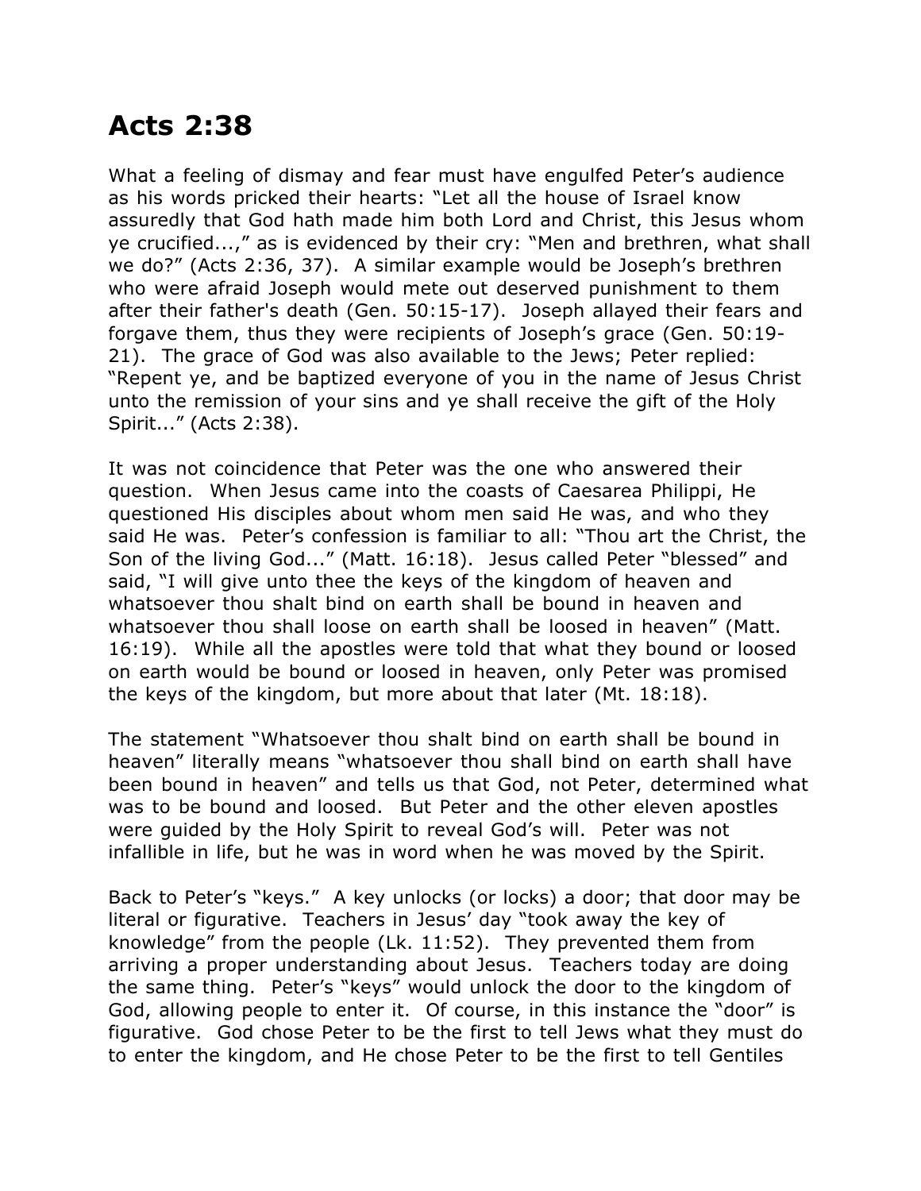# Acts 2:38

What a feeling of dismay and fear must have engulfed Peter's audience as his words pricked their hearts: "Let all the house of Israel know assuredly that God hath made him both Lord and Christ, this Jesus whom ye crucified...," as is evidenced by their cry: "Men and brethren, what shall we do?" (Acts 2:36, 37). A similar example would be Joseph's brethren who were afraid Joseph would mete out deserved punishment to them after their father's death (Gen. 50:15-17). Joseph allayed their fears and forgave them, thus they were recipients of Joseph's grace (Gen. 50:19-21). The grace of God was also available to the Jews; Peter replied: "Repent ye, and be baptized everyone of you in the name of Jesus Christ unto the remission of your sins and ye shall receive the gift of the Holy Spirit..." (Acts 2:38).

It was not coincidence that Peter was the one who answered their question. When Jesus came into the coasts of Caesarea Philippi, He questioned His disciples about whom men said He was, and who they said He was. Peter's confession is familiar to all: "Thou art the Christ, the Son of the living God..." (Matt. 16:18). Jesus called Peter "blessed" and said, "I will give unto thee the keys of the kingdom of heaven and whatsoever thou shalt bind on earth shall be bound in heaven and whatsoever thou shall loose on earth shall be loosed in heaven" (Matt. 16:19). While all the apostles were told that what they bound or loosed on earth would be bound or loosed in heaven, only Peter was promised the keys of the kingdom, but more about that later (Mt. 18:18).

The statement "Whatsoever thou shalt bind on earth shall be bound in heaven" literally means "whatsoever thou shall bind on earth shall have been bound in heaven" and tells us that God, not Peter, determined what was to be bound and loosed. But Peter and the other eleven apostles were guided by the Holy Spirit to reveal God's will. Peter was not infallible in life, but he was in word when he was moved by the Spirit.

Back to Peter's "keys." A key unlocks (or locks) a door; that door may be literal or figurative. Teachers in Jesus' day "took away the key of knowledge" from the people (Lk. 11:52). They prevented them from arriving a proper understanding about Jesus. Teachers today are doing the same thing. Peter's "keys" would unlock the door to the kingdom of God, allowing people to enter it. Of course, in this instance the "door" is figurative. God chose Peter to be the first to tell Jews what they must do to enter the kingdom, and He chose Peter to be the first to tell Gentiles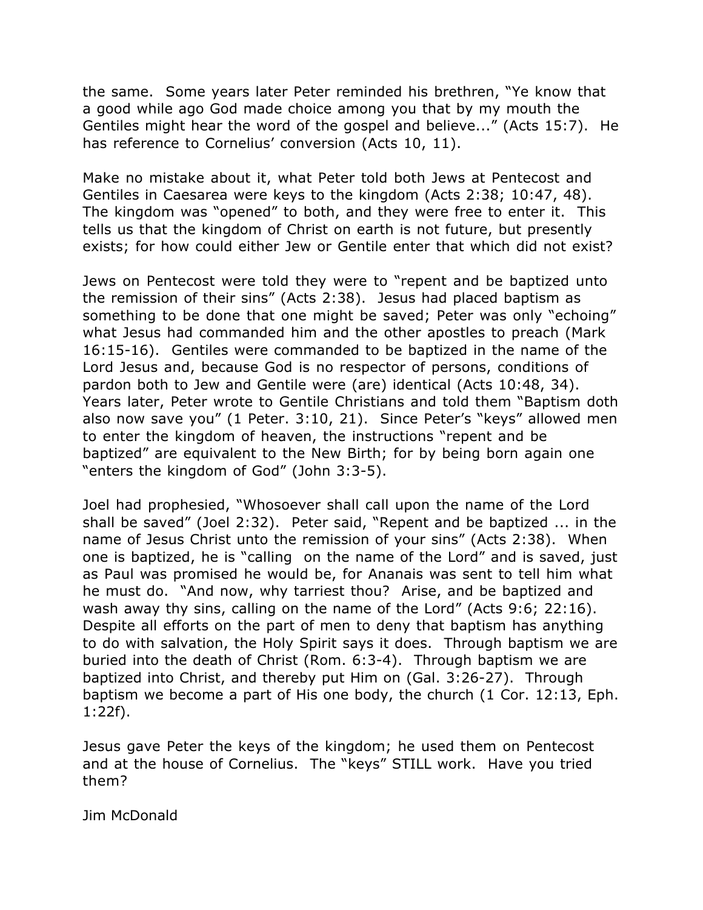the same. Some years later Peter reminded his brethren, "Ye know that a good while ago God made choice among you that by my mouth the Gentiles might hear the word of the gospel and believe..." (Acts 15:7). He has reference to Cornelius' conversion (Acts 10, 11).

Make no mistake about it, what Peter told both Jews at Pentecost and Gentiles in Caesarea were keys to the kingdom (Acts 2:38; 10:47, 48). The kingdom was "opened" to both, and they were free to enter it. This tells us that the kingdom of Christ on earth is not future, but presently exists; for how could either Jew or Gentile enter that which did not exist?

Jews on Pentecost were told they were to "repent and be baptized unto the remission of their sins" (Acts 2:38). Jesus had placed baptism as something to be done that one might be saved; Peter was only "echoing" what Jesus had commanded him and the other apostles to preach (Mark 16:15-16). Gentiles were commanded to be baptized in the name of the Lord Jesus and, because God is no respector of persons, conditions of pardon both to Jew and Gentile were (are) identical (Acts 10:48, 34). Years later, Peter wrote to Gentile Christians and told them "Baptism doth also now save you" (1 Peter. 3:10, 21). Since Peter's "keys" allowed men to enter the kingdom of heaven, the instructions "repent and be baptized" are equivalent to the New Birth; for by being born again one "enters the kingdom of God" (John 3:3-5).

Joel had prophesied, "Whosoever shall call upon the name of the Lord shall be saved" (Joel 2:32). Peter said, "Repent and be baptized ... in the name of Jesus Christ unto the remission of your sins" (Acts 2:38). When one is baptized, he is "calling on the name of the Lord" and is saved, just as Paul was promised he would be, for Ananais was sent to tell him what he must do. "And now, why tarriest thou? Arise, and be baptized and wash away thy sins, calling on the name of the Lord" (Acts 9:6; 22:16). Despite all efforts on the part of men to deny that baptism has anything to do with salvation, the Holy Spirit says it does. Through baptism we are buried into the death of Christ (Rom. 6:3-4). Through baptism we are baptized into Christ, and thereby put Him on (Gal. 3:26-27). Through baptism we become a part of His one body, the church (1 Cor. 12:13, Eph. 1:22f).

Jesus gave Peter the keys of the kingdom; he used them on Pentecost and at the house of Cornelius. The "keys" STILL work. Have you tried them?

Jim McDonald